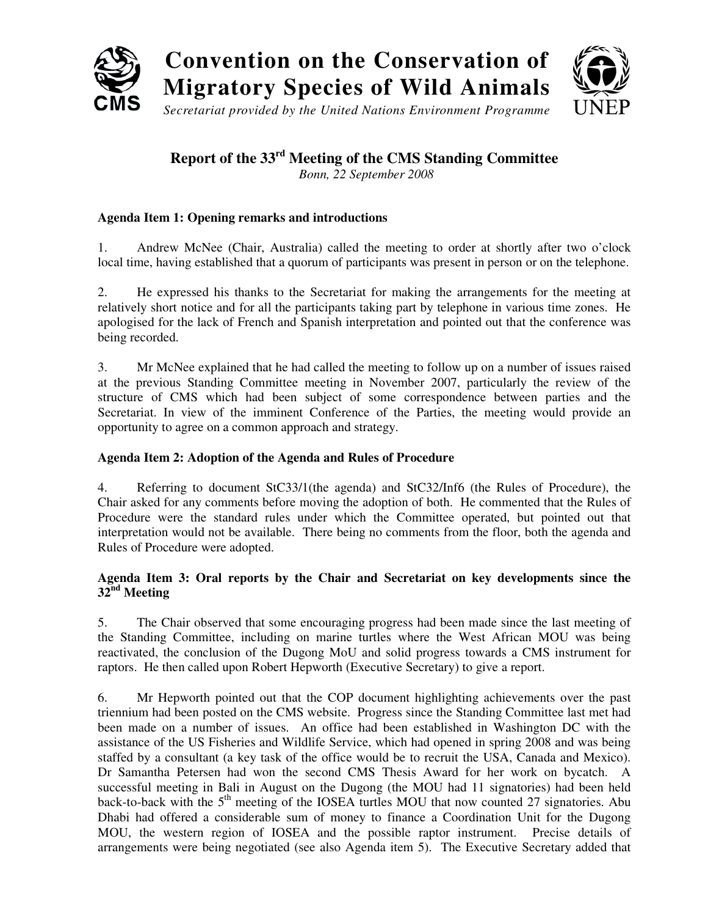# Convention on the Conservation of Migratory Species of Wild Animals

*Secretariat provided by the United Nations Environment Programme*

## Report of the 33rd Meeting of the CMS Standing Committee

*Bonn, 22 September 2008*

### Agenda Item 1: Opening remarks and introductions

1. Andrew McNee (Chair, Australia) called the meeting to order at shortly after two o'clock local time, having established that a quorum of participants was present in person or on the telephone.

2. He expressed his thanks to the Secretariat for making the arrangements for the meeting at relatively short notice and for all the participants taking part by telephone in various time zones. He apologised for the lack of French and Spanish interpretation and pointed out that the conference was being recorded.

3. Mr McNee explained that he had called the meeting to follow up on a number of issues raised at the previous Standing Committee meeting in November 2007, particularly the review of the structure of CMS which had been subject of some correspondence between parties and the Secretariat. In view of the imminent Conference of the Parties, the meeting would provide an opportunity to agree on a common approach and strategy.

### Agenda Item 2: Adoption of the Agenda and Rules of Procedure

4. Referring to document StC33/1(the agenda) and StC32/Inf6 (the Rules of Procedure), the Chair asked for any comments before moving the adoption of both. He commented that the Rules of Procedure were the standard rules under which the Committee operated, but pointed out that interpretation would not be available. There being no comments from the floor, both the agenda and Rules of Procedure were adopted.

### Agenda Item 3: Oral reports by the Chair and Secretariat on key developments since the 32nd Meeting

5. The Chair observed that some encouraging progress had been made since the last meeting of the Standing Committee, including on marine turtles where the West African MOU was being reactivated, the conclusion of the Dugong MoU and solid progress towards a CMS instrument for raptors. He then called upon Robert Hepworth (Executive Secretary) to give a report.

6. Mr Hepworth pointed out that the COP document highlighting achievements over the past triennium had been posted on the CMS website. Progress since the Standing Committee last met had been made on a number of issues. An office had been established in Washington DC with the assistance of the US Fisheries and Wildlife Service, which had opened in spring 2008 and was being staffed by a consultant (a key task of the office would be to recruit the USA, Canada and Mexico). Dr Samantha Petersen had won the second CMS Thesis Award for her work on bycatch. A successful meeting in Bali in August on the Dugong (the MOU had 11 signatories) had been held back-to-back with the 5th meeting of the IOSEA turtles MOU that now counted 27 signatories. Abu Dhabi had offered a considerable sum of money to finance a Coordination Unit for the Dugong MOU, the western region of IOSEA and the possible raptor instrument. Precise details of arrangements were being negotiated (see also Agenda item 5). The Executive Secretary added that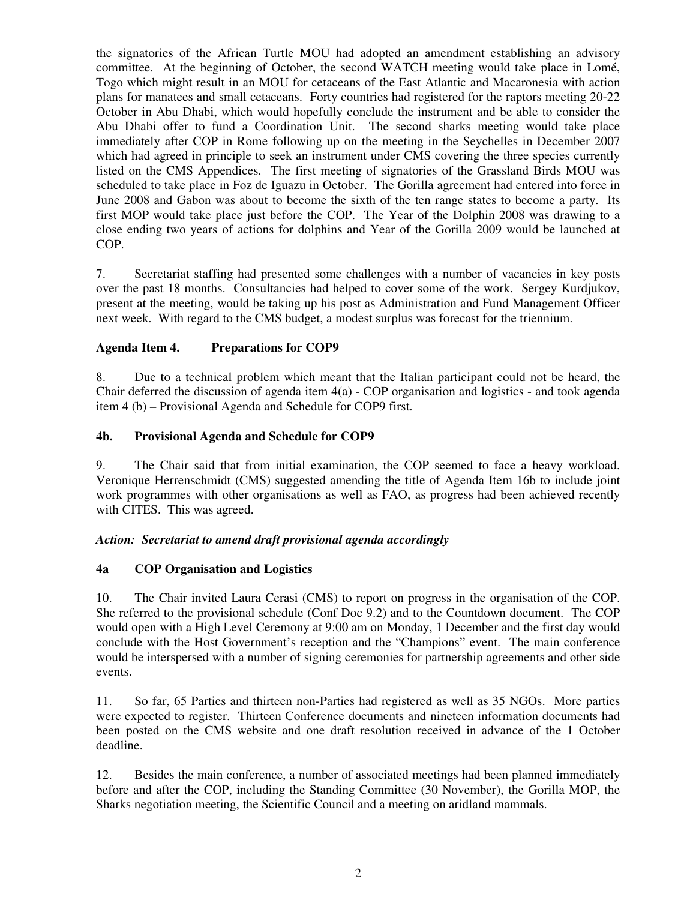the signatories of the African Turtle MOU had adopted an amendment establishing an advisory committee. At the beginning of October, the second WATCH meeting would take place in Lomé, Togo which might result in an MOU for cetaceans of the East Atlantic and Macaronesia with action plans for manatees and small cetaceans. Forty countries had registered for the raptors meeting 20-22 October in Abu Dhabi, which would hopefully conclude the instrument and be able to consider the Abu Dhabi offer to fund a Coordination Unit. The second sharks meeting would take place immediately after COP in Rome following up on the meeting in the Seychelles in December 2007 which had agreed in principle to seek an instrument under CMS covering the three species currently listed on the CMS Appendices. The first meeting of signatories of the Grassland Birds MOU was scheduled to take place in Foz de Iguazu in October. The Gorilla agreement had entered into force in June 2008 and Gabon was about to become the sixth of the ten range states to become a party. Its first MOP would take place just before the COP. The Year of the Dolphin 2008 was drawing to a close ending two years of actions for dolphins and Year of the Gorilla 2009 would be launched at COP.

7. Secretariat staffing had presented some challenges with a number of vacancies in key posts over the past 18 months. Consultancies had helped to cover some of the work. Sergey Kurdjukov, present at the meeting, would be taking up his post as Administration and Fund Management Officer next week. With regard to the CMS budget, a modest surplus was forecast for the triennium.

## Agenda Item 4. Preparations for COP9

8. Due to a technical problem which meant that the Italian participant could not be heard, the Chair deferred the discussion of agenda item 4(a) - COP organisation and logistics - and took agenda item 4 (b) – Provisional Agenda and Schedule for COP9 first.

### 4b. Provisional Agenda and Schedule for COP9

9. The Chair said that from initial examination, the COP seemed to face a heavy workload. Veronique Herrenschmidt (CMS) suggested amending the title of Agenda Item 16b to include joint work programmes with other organisations as well as FAO, as progress had been achieved recently with CITES. This was agreed.

***Action: Secretariat to amend draft provisional agenda accordingly***

### 4a COP Organisation and Logistics

10. The Chair invited Laura Cerasi (CMS) to report on progress in the organisation of the COP. She referred to the provisional schedule (Conf Doc 9.2) and to the Countdown document. The COP would open with a High Level Ceremony at 9:00 am on Monday, 1 December and the first day would conclude with the Host Government's reception and the "Champions" event. The main conference would be interspersed with a number of signing ceremonies for partnership agreements and other side events.

11. So far, 65 Parties and thirteen non-Parties had registered as well as 35 NGOs. More parties were expected to register. Thirteen Conference documents and nineteen information documents had been posted on the CMS website and one draft resolution received in advance of the 1 October deadline.

12. Besides the main conference, a number of associated meetings had been planned immediately before and after the COP, including the Standing Committee (30 November), the Gorilla MOP, the Sharks negotiation meeting, the Scientific Council and a meeting on aridland mammals.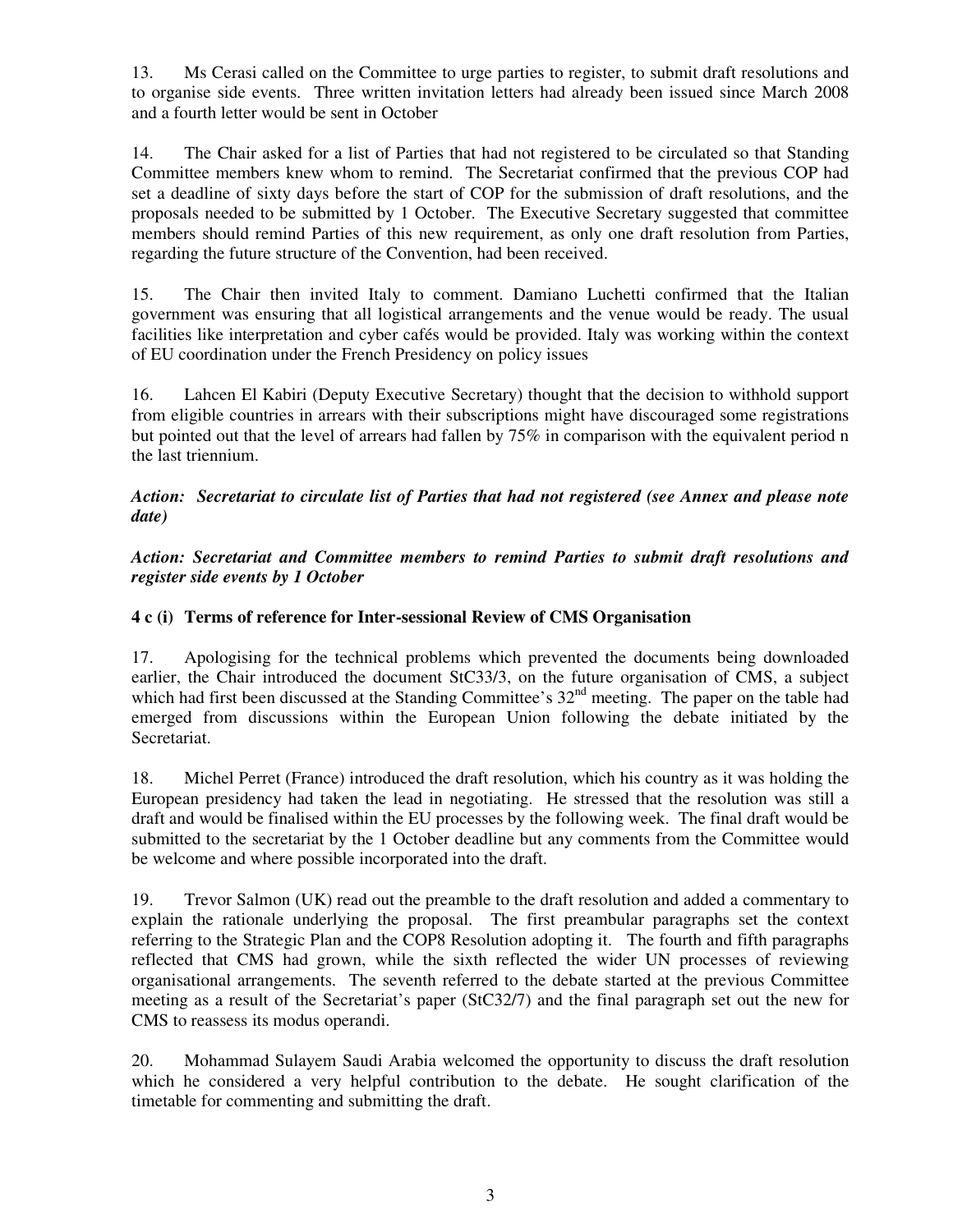13. Ms Cerasi called on the Committee to urge parties to register, to submit draft resolutions and to organise side events. Three written invitation letters had already been issued since March 2008 and a fourth letter would be sent in October

14. The Chair asked for a list of Parties that had not registered to be circulated so that Standing Committee members knew whom to remind. The Secretariat confirmed that the previous COP had set a deadline of sixty days before the start of COP for the submission of draft resolutions, and the proposals needed to be submitted by 1 October. The Executive Secretary suggested that committee members should remind Parties of this new requirement, as only one draft resolution from Parties, regarding the future structure of the Convention, had been received.

15. The Chair then invited Italy to comment. Damiano Luchetti confirmed that the Italian government was ensuring that all logistical arrangements and the venue would be ready. The usual facilities like interpretation and cyber cafés would be provided. Italy was working within the context of EU coordination under the French Presidency on policy issues

16. Lahcen El Kabiri (Deputy Executive Secretary) thought that the decision to withhold support from eligible countries in arrears with their subscriptions might have discouraged some registrations but pointed out that the level of arrears had fallen by 75% in comparison with the equivalent period n the last triennium.

***Action: Secretariat to circulate list of Parties that had not registered (see Annex and please note date)***

***Action: Secretariat and Committee members to remind Parties to submit draft resolutions and register side events by 1 October***

### 4 c (i) Terms of reference for Inter-sessional Review of CMS Organisation

17. Apologising for the technical problems which prevented the documents being downloaded earlier, the Chair introduced the document StC33/3, on the future organisation of CMS, a subject which had first been discussed at the Standing Committee's 32nd meeting. The paper on the table had emerged from discussions within the European Union following the debate initiated by the Secretariat.

18. Michel Perret (France) introduced the draft resolution, which his country as it was holding the European presidency had taken the lead in negotiating. He stressed that the resolution was still a draft and would be finalised within the EU processes by the following week. The final draft would be submitted to the secretariat by the 1 October deadline but any comments from the Committee would be welcome and where possible incorporated into the draft.

19. Trevor Salmon (UK) read out the preamble to the draft resolution and added a commentary to explain the rationale underlying the proposal. The first preambular paragraphs set the context referring to the Strategic Plan and the COP8 Resolution adopting it. The fourth and fifth paragraphs reflected that CMS had grown, while the sixth reflected the wider UN processes of reviewing organisational arrangements. The seventh referred to the debate started at the previous Committee meeting as a result of the Secretariat's paper (StC32/7) and the final paragraph set out the new for CMS to reassess its modus operandi.

20. Mohammad Sulayem Saudi Arabia welcomed the opportunity to discuss the draft resolution which he considered a very helpful contribution to the debate. He sought clarification of the timetable for commenting and submitting the draft.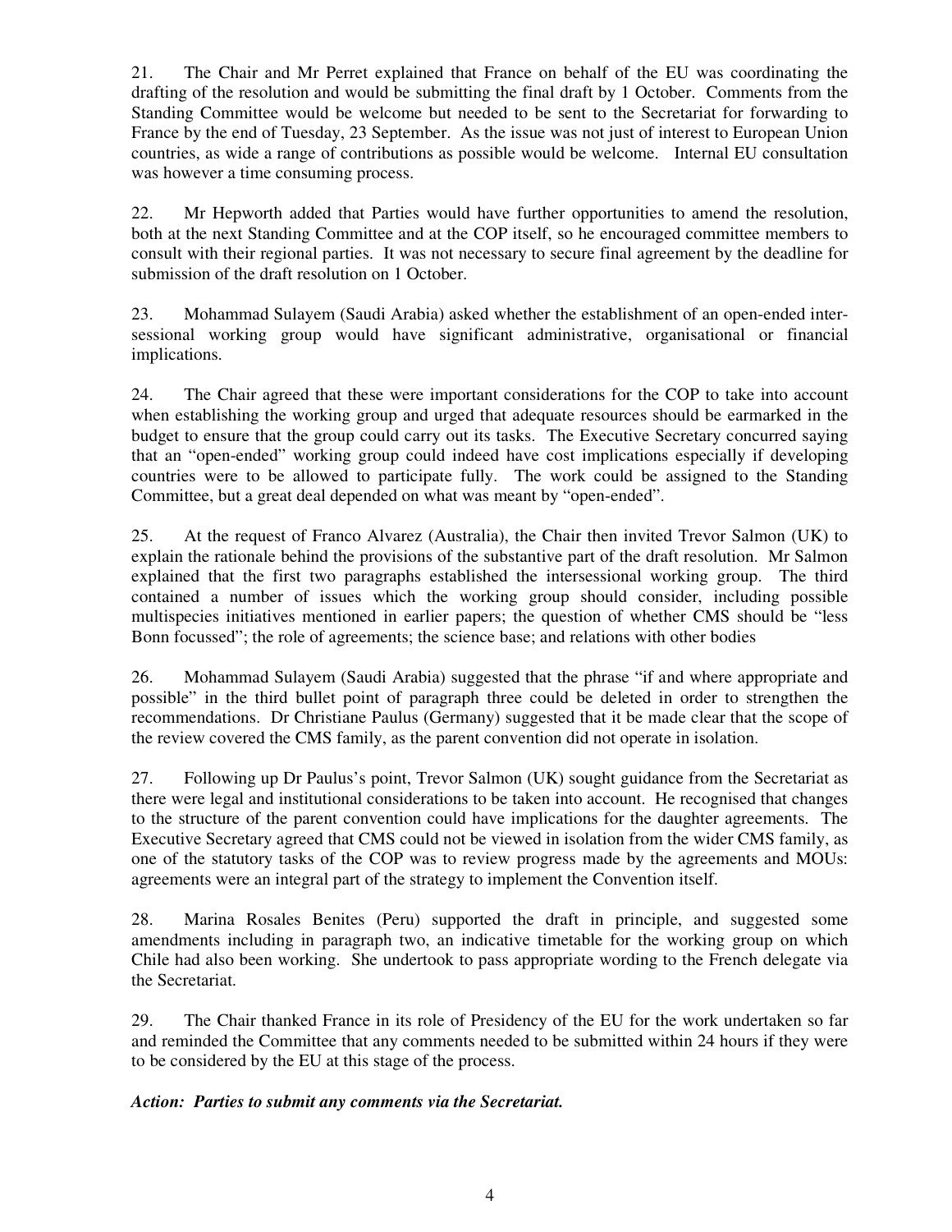21. The Chair and Mr Perret explained that France on behalf of the EU was coordinating the drafting of the resolution and would be submitting the final draft by 1 October. Comments from the Standing Committee would be welcome but needed to be sent to the Secretariat for forwarding to France by the end of Tuesday, 23 September. As the issue was not just of interest to European Union countries, as wide a range of contributions as possible would be welcome. Internal EU consultation was however a time consuming process.

22. Mr Hepworth added that Parties would have further opportunities to amend the resolution, both at the next Standing Committee and at the COP itself, so he encouraged committee members to consult with their regional parties. It was not necessary to secure final agreement by the deadline for submission of the draft resolution on 1 October.

23. Mohammad Sulayem (Saudi Arabia) asked whether the establishment of an open-ended inter-sessional working group would have significant administrative, organisational or financial implications.

24. The Chair agreed that these were important considerations for the COP to take into account when establishing the working group and urged that adequate resources should be earmarked in the budget to ensure that the group could carry out its tasks. The Executive Secretary concurred saying that an "open-ended" working group could indeed have cost implications especially if developing countries were to be allowed to participate fully. The work could be assigned to the Standing Committee, but a great deal depended on what was meant by "open-ended".

25. At the request of Franco Alvarez (Australia), the Chair then invited Trevor Salmon (UK) to explain the rationale behind the provisions of the substantive part of the draft resolution. Mr Salmon explained that the first two paragraphs established the intersessional working group. The third contained a number of issues which the working group should consider, including possible multispecies initiatives mentioned in earlier papers; the question of whether CMS should be "less Bonn focussed"; the role of agreements; the science base; and relations with other bodies

26. Mohammad Sulayem (Saudi Arabia) suggested that the phrase "if and where appropriate and possible" in the third bullet point of paragraph three could be deleted in order to strengthen the recommendations. Dr Christiane Paulus (Germany) suggested that it be made clear that the scope of the review covered the CMS family, as the parent convention did not operate in isolation.

27. Following up Dr Paulus's point, Trevor Salmon (UK) sought guidance from the Secretariat as there were legal and institutional considerations to be taken into account. He recognised that changes to the structure of the parent convention could have implications for the daughter agreements. The Executive Secretary agreed that CMS could not be viewed in isolation from the wider CMS family, as one of the statutory tasks of the COP was to review progress made by the agreements and MOUs: agreements were an integral part of the strategy to implement the Convention itself.

28. Marina Rosales Benites (Peru) supported the draft in principle, and suggested some amendments including in paragraph two, an indicative timetable for the working group on which Chile had also been working. She undertook to pass appropriate wording to the French delegate via the Secretariat.

29. The Chair thanked France in its role of Presidency of the EU for the work undertaken so far and reminded the Committee that any comments needed to be submitted within 24 hours if they were to be considered by the EU at this stage of the process.

***Action: Parties to submit any comments via the Secretariat.***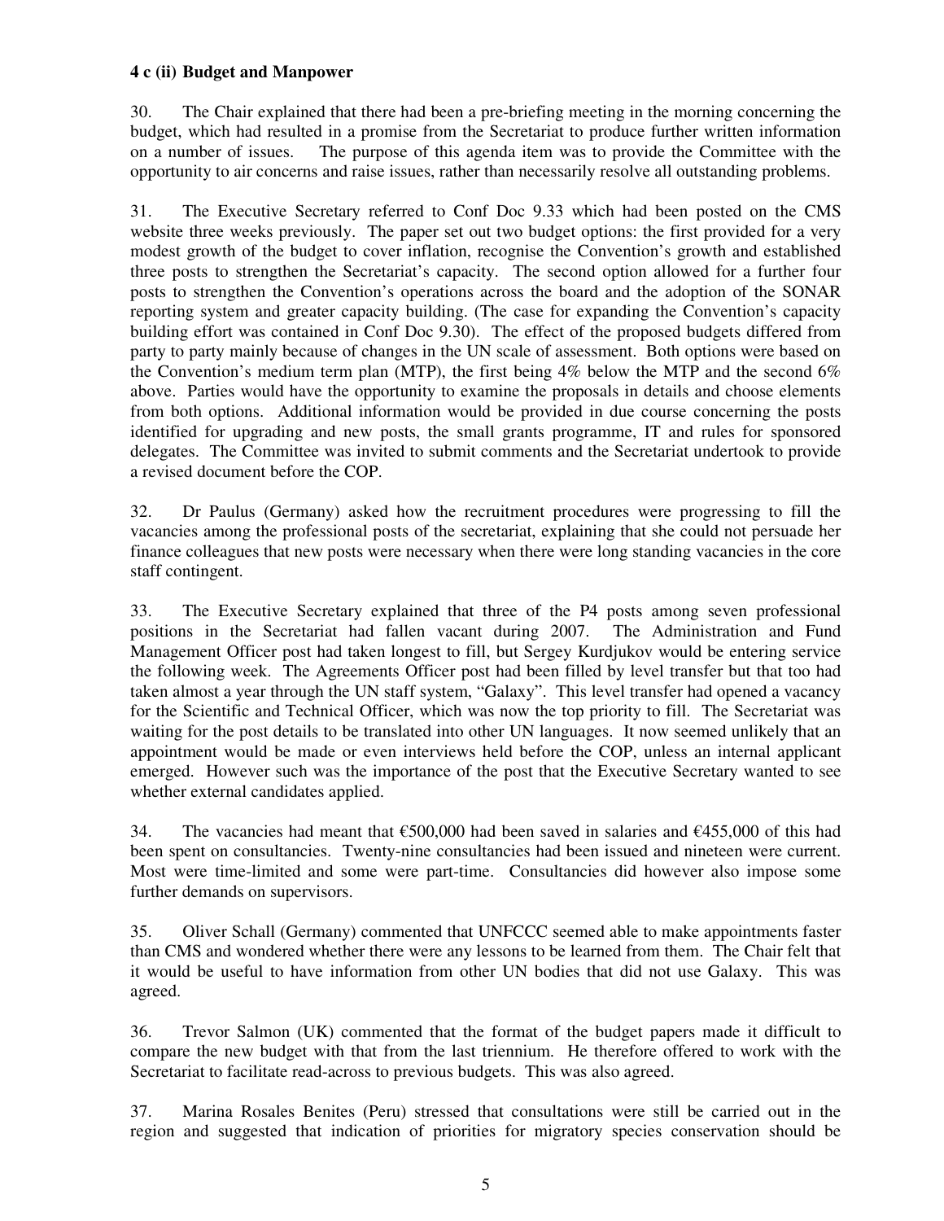**4 c (ii) Budget and Manpower**

30. The Chair explained that there had been a pre-briefing meeting in the morning concerning the budget, which had resulted in a promise from the Secretariat to produce further written information on a number of issues. The purpose of this agenda item was to provide the Committee with the opportunity to air concerns and raise issues, rather than necessarily resolve all outstanding problems.

31. The Executive Secretary referred to Conf Doc 9.33 which had been posted on the CMS website three weeks previously. The paper set out two budget options: the first provided for a very modest growth of the budget to cover inflation, recognise the Convention's growth and established three posts to strengthen the Secretariat's capacity. The second option allowed for a further four posts to strengthen the Convention's operations across the board and the adoption of the SONAR reporting system and greater capacity building. (The case for expanding the Convention's capacity building effort was contained in Conf Doc 9.30). The effect of the proposed budgets differed from party to party mainly because of changes in the UN scale of assessment. Both options were based on the Convention's medium term plan (MTP), the first being 4% below the MTP and the second 6% above. Parties would have the opportunity to examine the proposals in details and choose elements from both options. Additional information would be provided in due course concerning the posts identified for upgrading and new posts, the small grants programme, IT and rules for sponsored delegates. The Committee was invited to submit comments and the Secretariat undertook to provide a revised document before the COP.

32. Dr Paulus (Germany) asked how the recruitment procedures were progressing to fill the vacancies among the professional posts of the secretariat, explaining that she could not persuade her finance colleagues that new posts were necessary when there were long standing vacancies in the core staff contingent.

33. The Executive Secretary explained that three of the P4 posts among seven professional positions in the Secretariat had fallen vacant during 2007. The Administration and Fund Management Officer post had taken longest to fill, but Sergey Kurdjukov would be entering service the following week. The Agreements Officer post had been filled by level transfer but that too had taken almost a year through the UN staff system, "Galaxy". This level transfer had opened a vacancy for the Scientific and Technical Officer, which was now the top priority to fill. The Secretariat was waiting for the post details to be translated into other UN languages. It now seemed unlikely that an appointment would be made or even interviews held before the COP, unless an internal applicant emerged. However such was the importance of the post that the Executive Secretary wanted to see whether external candidates applied.

34. The vacancies had meant that €500,000 had been saved in salaries and €455,000 of this had been spent on consultancies. Twenty-nine consultancies had been issued and nineteen were current. Most were time-limited and some were part-time. Consultancies did however also impose some further demands on supervisors.

35. Oliver Schall (Germany) commented that UNFCCC seemed able to make appointments faster than CMS and wondered whether there were any lessons to be learned from them. The Chair felt that it would be useful to have information from other UN bodies that did not use Galaxy. This was agreed.

36. Trevor Salmon (UK) commented that the format of the budget papers made it difficult to compare the new budget with that from the last triennium. He therefore offered to work with the Secretariat to facilitate read-across to previous budgets. This was also agreed.

37. Marina Rosales Benites (Peru) stressed that consultations were still be carried out in the region and suggested that indication of priorities for migratory species conservation should be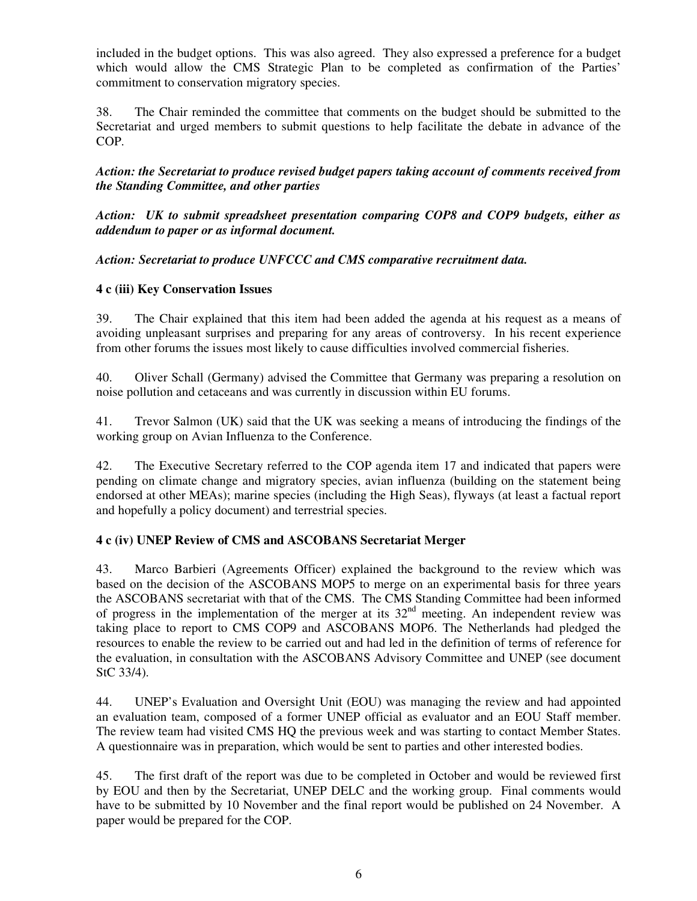included in the budget options. This was also agreed. They also expressed a preference for a budget which would allow the CMS Strategic Plan to be completed as confirmation of the Parties' commitment to conservation migratory species.

38. The Chair reminded the committee that comments on the budget should be submitted to the Secretariat and urged members to submit questions to help facilitate the debate in advance of the COP.

***Action: the Secretariat to produce revised budget papers taking account of comments received from the Standing Committee, and other parties***

***Action: UK to submit spreadsheet presentation comparing COP8 and COP9 budgets, either as addendum to paper or as informal document.***

***Action: Secretariat to produce UNFCCC and CMS comparative recruitment data.***

### 4 c (iii) Key Conservation Issues

39. The Chair explained that this item had been added the agenda at his request as a means of avoiding unpleasant surprises and preparing for any areas of controversy. In his recent experience from other forums the issues most likely to cause difficulties involved commercial fisheries.

40. Oliver Schall (Germany) advised the Committee that Germany was preparing a resolution on noise pollution and cetaceans and was currently in discussion within EU forums.

41. Trevor Salmon (UK) said that the UK was seeking a means of introducing the findings of the working group on Avian Influenza to the Conference.

42. The Executive Secretary referred to the COP agenda item 17 and indicated that papers were pending on climate change and migratory species, avian influenza (building on the statement being endorsed at other MEAs); marine species (including the High Seas), flyways (at least a factual report and hopefully a policy document) and terrestrial species.

### 4 c (iv) UNEP Review of CMS and ASCOBANS Secretariat Merger

43. Marco Barbieri (Agreements Officer) explained the background to the review which was based on the decision of the ASCOBANS MOP5 to merge on an experimental basis for three years the ASCOBANS secretariat with that of the CMS. The CMS Standing Committee had been informed of progress in the implementation of the merger at its 32nd meeting. An independent review was taking place to report to CMS COP9 and ASCOBANS MOP6. The Netherlands had pledged the resources to enable the review to be carried out and had led in the definition of terms of reference for the evaluation, in consultation with the ASCOBANS Advisory Committee and UNEP (see document StC 33/4).

44. UNEP's Evaluation and Oversight Unit (EOU) was managing the review and had appointed an evaluation team, composed of a former UNEP official as evaluator and an EOU Staff member. The review team had visited CMS HQ the previous week and was starting to contact Member States. A questionnaire was in preparation, which would be sent to parties and other interested bodies.

45. The first draft of the report was due to be completed in October and would be reviewed first by EOU and then by the Secretariat, UNEP DELC and the working group. Final comments would have to be submitted by 10 November and the final report would be published on 24 November. A paper would be prepared for the COP.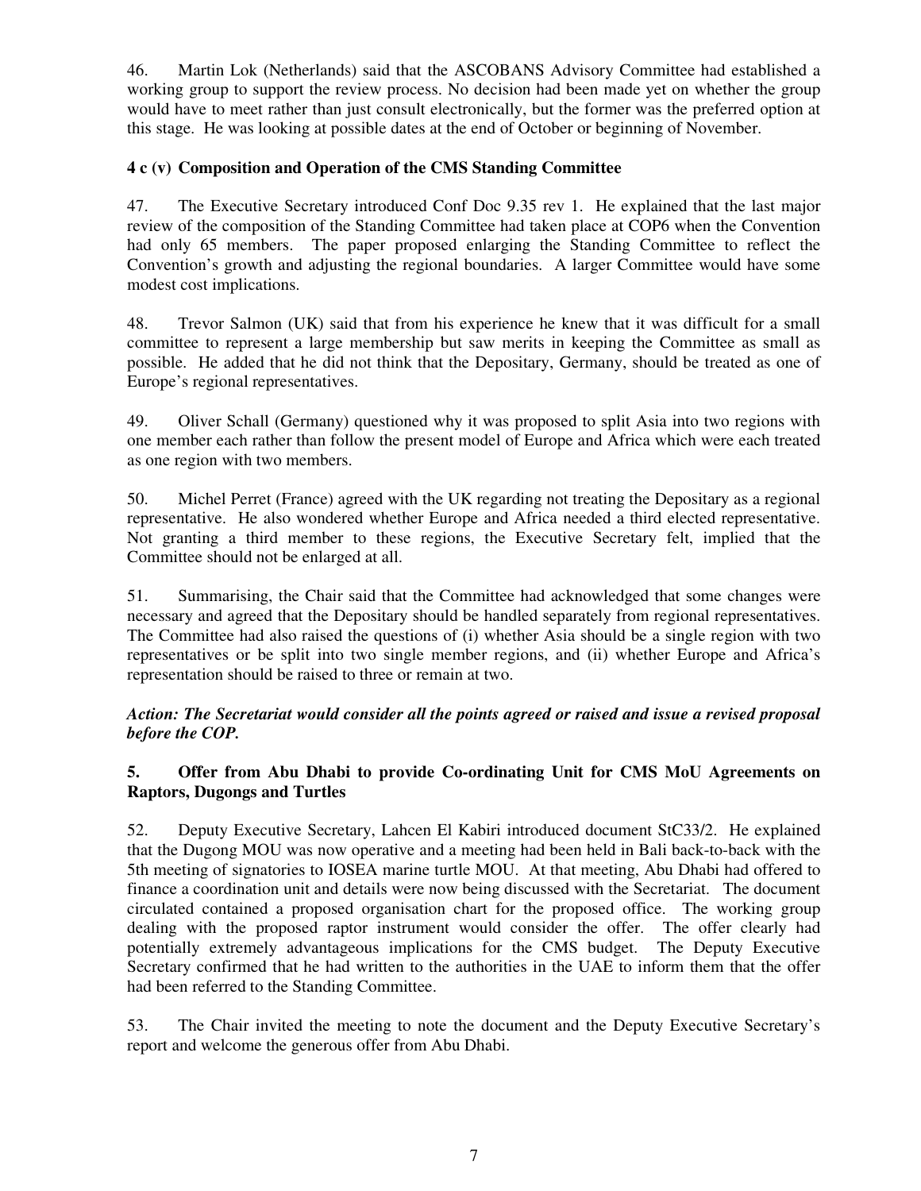46. Martin Lok (Netherlands) said that the ASCOBANS Advisory Committee had established a working group to support the review process. No decision had been made yet on whether the group would have to meet rather than just consult electronically, but the former was the preferred option at this stage. He was looking at possible dates at the end of October or beginning of November.

### 4 c (v) Composition and Operation of the CMS Standing Committee

47. The Executive Secretary introduced Conf Doc 9.35 rev 1. He explained that the last major review of the composition of the Standing Committee had taken place at COP6 when the Convention had only 65 members. The paper proposed enlarging the Standing Committee to reflect the Convention's growth and adjusting the regional boundaries. A larger Committee would have some modest cost implications.

48. Trevor Salmon (UK) said that from his experience he knew that it was difficult for a small committee to represent a large membership but saw merits in keeping the Committee as small as possible. He added that he did not think that the Depositary, Germany, should be treated as one of Europe's regional representatives.

49. Oliver Schall (Germany) questioned why it was proposed to split Asia into two regions with one member each rather than follow the present model of Europe and Africa which were each treated as one region with two members.

50. Michel Perret (France) agreed with the UK regarding not treating the Depositary as a regional representative. He also wondered whether Europe and Africa needed a third elected representative. Not granting a third member to these regions, the Executive Secretary felt, implied that the Committee should not be enlarged at all.

51. Summarising, the Chair said that the Committee had acknowledged that some changes were necessary and agreed that the Depositary should be handled separately from regional representatives. The Committee had also raised the questions of (i) whether Asia should be a single region with two representatives or be split into two single member regions, and (ii) whether Europe and Africa's representation should be raised to three or remain at two.

***Action: The Secretariat would consider all the points agreed or raised and issue a revised proposal before the COP.***

### 5. Offer from Abu Dhabi to provide Co-ordinating Unit for CMS MoU Agreements on Raptors, Dugongs and Turtles

52. Deputy Executive Secretary, Lahcen El Kabiri introduced document StC33/2. He explained that the Dugong MOU was now operative and a meeting had been held in Bali back-to-back with the 5th meeting of signatories to IOSEA marine turtle MOU. At that meeting, Abu Dhabi had offered to finance a coordination unit and details were now being discussed with the Secretariat. The document circulated contained a proposed organisation chart for the proposed office. The working group dealing with the proposed raptor instrument would consider the offer. The offer clearly had potentially extremely advantageous implications for the CMS budget. The Deputy Executive Secretary confirmed that he had written to the authorities in the UAE to inform them that the offer had been referred to the Standing Committee.

53. The Chair invited the meeting to note the document and the Deputy Executive Secretary's report and welcome the generous offer from Abu Dhabi.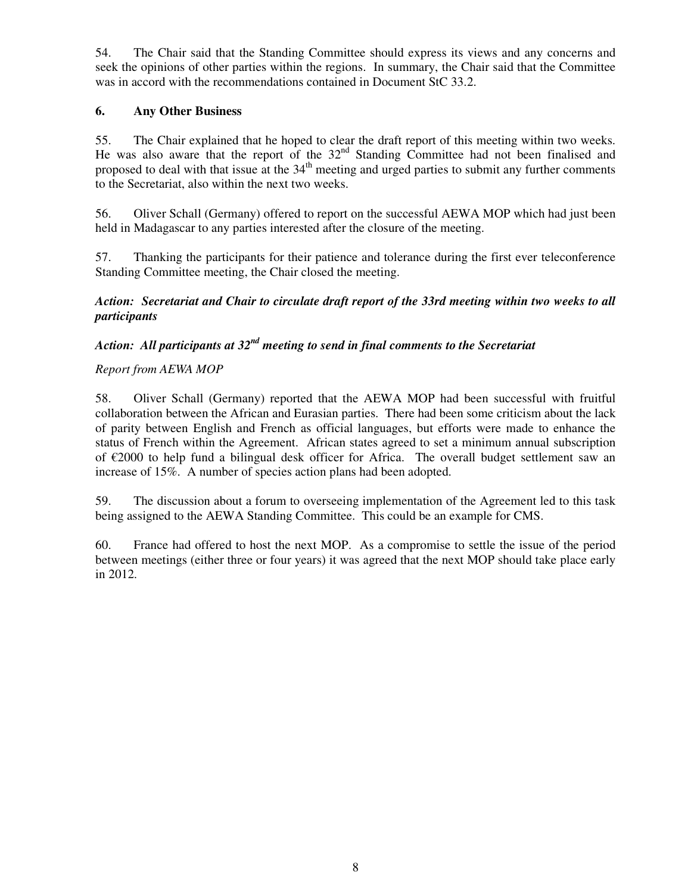54. The Chair said that the Standing Committee should express its views and any concerns and seek the opinions of other parties within the regions. In summary, the Chair said that the Committee was in accord with the recommendations contained in Document StC 33.2.

## 6. Any Other Business

55. The Chair explained that he hoped to clear the draft report of this meeting within two weeks. He was also aware that the report of the 32nd Standing Committee had not been finalised and proposed to deal with that issue at the 34th meeting and urged parties to submit any further comments to the Secretariat, also within the next two weeks.

56. Oliver Schall (Germany) offered to report on the successful AEWA MOP which had just been held in Madagascar to any parties interested after the closure of the meeting.

57. Thanking the participants for their patience and tolerance during the first ever teleconference Standing Committee meeting, the Chair closed the meeting.

***Action: Secretariat and Chair to circulate draft report of the 33rd meeting within two weeks to all participants***

***Action: All participants at 32nd meeting to send in final comments to the Secretariat***

*Report from AEWA MOP*

58. Oliver Schall (Germany) reported that the AEWA MOP had been successful with fruitful collaboration between the African and Eurasian parties. There had been some criticism about the lack of parity between English and French as official languages, but efforts were made to enhance the status of French within the Agreement. African states agreed to set a minimum annual subscription of €2000 to help fund a bilingual desk officer for Africa. The overall budget settlement saw an increase of 15%. A number of species action plans had been adopted.

59. The discussion about a forum to overseeing implementation of the Agreement led to this task being assigned to the AEWA Standing Committee. This could be an example for CMS.

60. France had offered to host the next MOP. As a compromise to settle the issue of the period between meetings (either three or four years) it was agreed that the next MOP should take place early in 2012.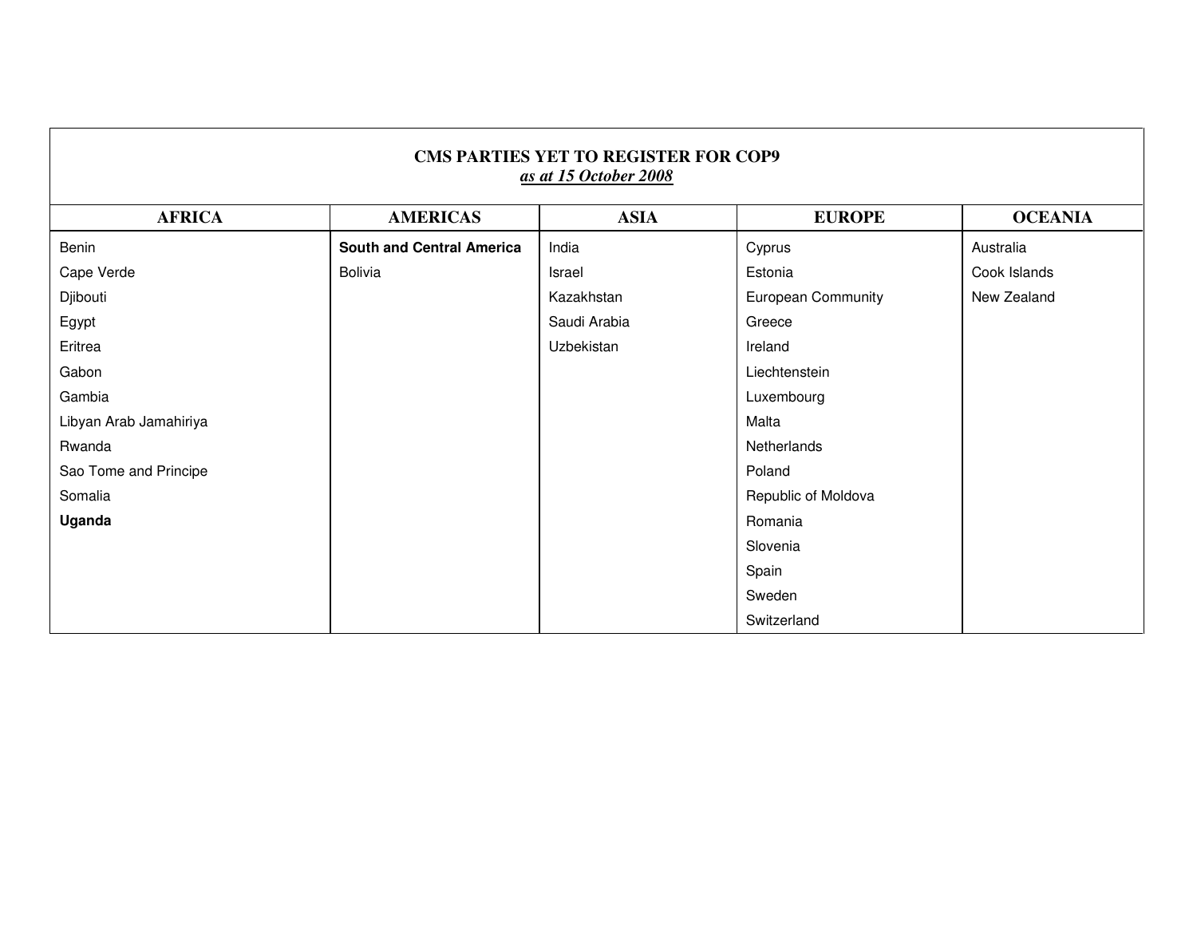**CMS PARTIES YET TO REGISTER FOR COP9**
***as at 15 October 2008***

| AFRICA | AMERICAS | ASIA | EUROPE | OCEANIA |
|---|---|---|---|---|
| Benin | **South and Central America** | India | Cyprus | Australia |
| Cape Verde | Bolivia | Israel | Estonia | Cook Islands |
| Djibouti | | Kazakhstan | European Community | New Zealand |
| Egypt | | Saudi Arabia | Greece | |
| Eritrea | | Uzbekistan | Ireland | |
| Gabon | | | Liechtenstein | |
| Gambia | | | Luxembourg | |
| Libyan Arab Jamahiriya | | | Malta | |
| Rwanda | | | Netherlands | |
| Sao Tome and Principe | | | Poland | |
| Somalia | | | Republic of Moldova | |
| **Uganda** | | | Romania | |
| | | | Slovenia | |
| | | | Spain | |
| | | | Sweden | |
| | | | Switzerland | |